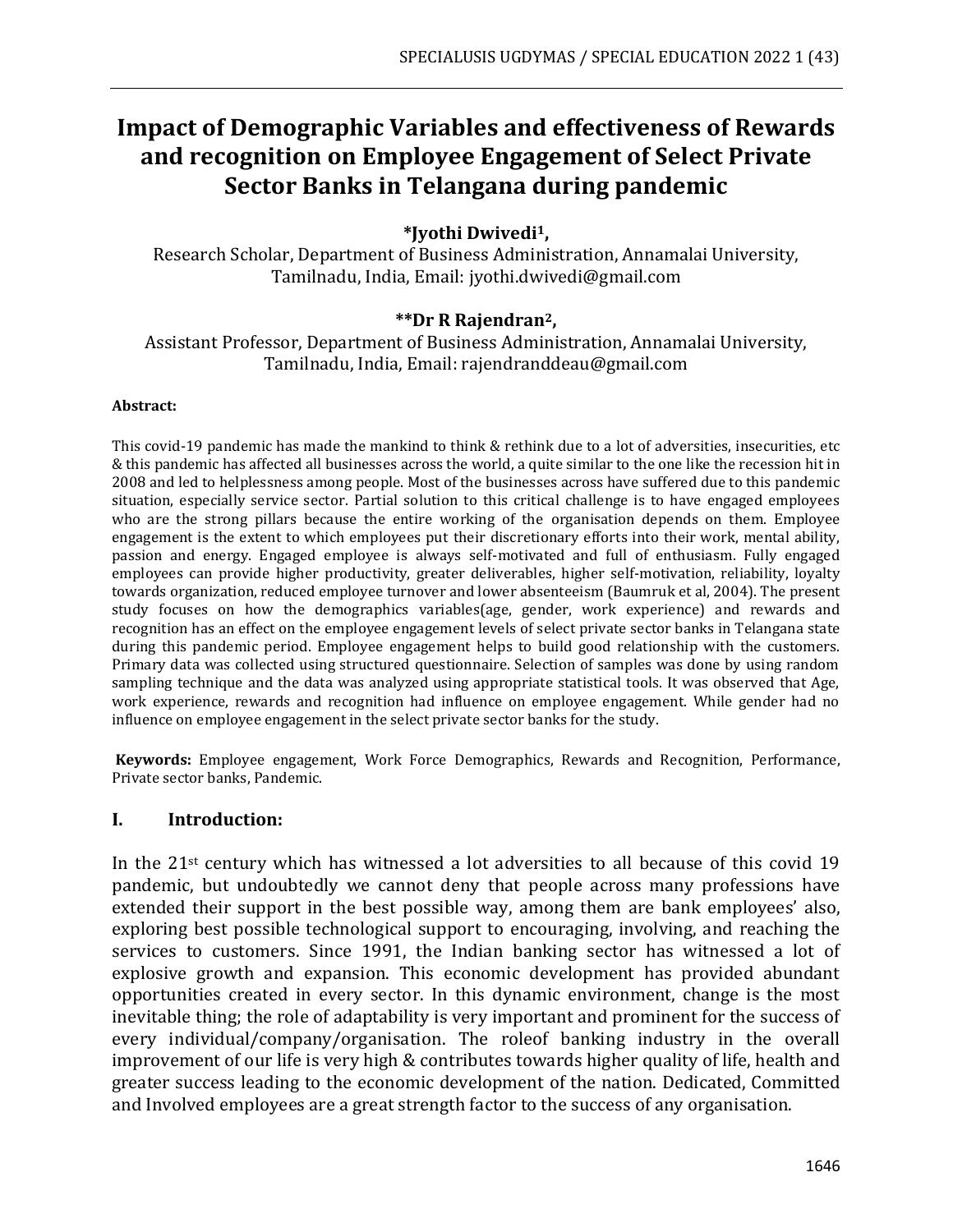# Impact of Demographic Variables and effectiveness of Rewards and recognition on Employee Engagement of Select Private Sector Banks in Telangana during pandemic

**\*Jyothi Dwivedi[1],**

Research Scholar, Department of Business Administration, Annamalai University, Tamilnadu, India, Email: jyothi.dwivedi@gmail.com

**\*\*Dr R Rajendran[2],**

Assistant Professor, Department of Business Administration, Annamalai University, Tamilnadu, India, Email: rajendranddeau@gmail.com

**Abstract:**

This covid-19 pandemic has made the mankind to think & rethink due to a lot of adversities, insecurities, etc & this pandemic has affected all businesses across the world, a quite similar to the one like the recession hit in 2008 and led to helplessness among people. Most of the businesses across have suffered due to this pandemic situation, especially service sector. Partial solution to this critical challenge is to have engaged employees who are the strong pillars because the entire working of the organisation depends on them. Employee engagement is the extent to which employees put their discretionary efforts into their work, mental ability, passion and energy. Engaged employee is always self-motivated and full of enthusiasm. Fully engaged employees can provide higher productivity, greater deliverables, higher self-motivation, reliability, loyalty towards organization, reduced employee turnover and lower absenteeism (Baumruk et al, 2004). The present study focuses on how the demographics variables(age, gender, work experience) and rewards and recognition has an effect on the employee engagement levels of select private sector banks in Telangana state during this pandemic period. Employee engagement helps to build good relationship with the customers. Primary data was collected using structured questionnaire. Selection of samples was done by using random sampling technique and the data was analyzed using appropriate statistical tools. It was observed that Age, work experience, rewards and recognition had influence on employee engagement. While gender had no influence on employee engagement in the select private sector banks for the study.

**Keywords:** Employee engagement, Work Force Demographics, Rewards and Recognition, Performance, Private sector banks, Pandemic.

## I. Introduction:

In the 21st century which has witnessed a lot adversities to all because of this covid 19 pandemic, but undoubtedly we cannot deny that people across many professions have extended their support in the best possible way, among them are bank employees' also, exploring best possible technological support to encouraging, involving, and reaching the services to customers. Since 1991, the Indian banking sector has witnessed a lot of explosive growth and expansion. This economic development has provided abundant opportunities created in every sector. In this dynamic environment, change is the most inevitable thing; the role of adaptability is very important and prominent for the success of every individual/company/organisation. The roleof banking industry in the overall improvement of our life is very high & contributes towards higher quality of life, health and greater success leading to the economic development of the nation. Dedicated, Committed and Involved employees are a great strength factor to the success of any organisation.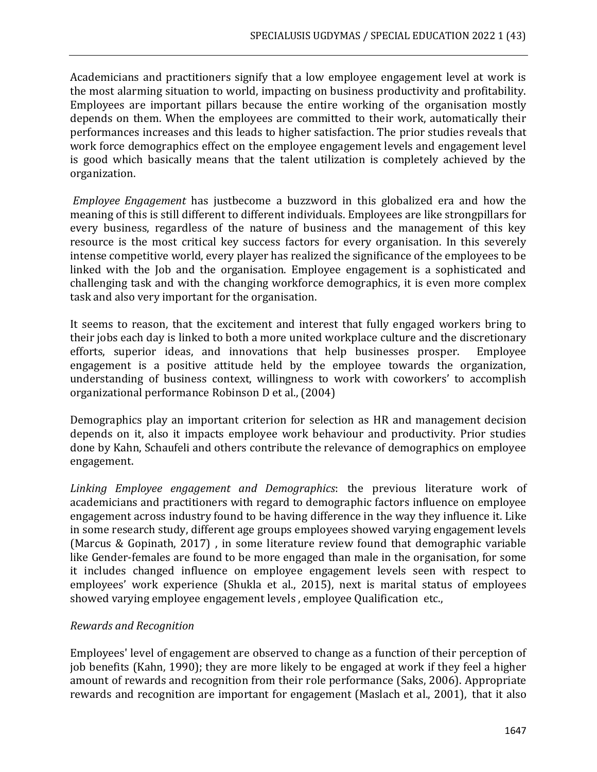Academicians and practitioners signify that a low employee engagement level at work is the most alarming situation to world, impacting on business productivity and profitability. Employees are important pillars because the entire working of the organisation mostly depends on them. When the employees are committed to their work, automatically their performances increases and this leads to higher satisfaction. The prior studies reveals that work force demographics effect on the employee engagement levels and engagement level is good which basically means that the talent utilization is completely achieved by the organization.

*Employee Engagement* has justbecome a buzzword in this globalized era and how the meaning of this is still different to different individuals. Employees are like strongpillars for every business, regardless of the nature of business and the management of this key resource is the most critical key success factors for every organisation. In this severely intense competitive world, every player has realized the significance of the employees to be linked with the Job and the organisation. Employee engagement is a sophisticated and challenging task and with the changing workforce demographics, it is even more complex task and also very important for the organisation.

It seems to reason, that the excitement and interest that fully engaged workers bring to their jobs each day is linked to both a more united workplace culture and the discretionary efforts, superior ideas, and innovations that help businesses prosper. Employee engagement is a positive attitude held by the employee towards the organization, understanding of business context, willingness to work with coworkers' to accomplish organizational performance Robinson D et al., (2004)

Demographics play an important criterion for selection as HR and management decision depends on it, also it impacts employee work behaviour and productivity. Prior studies done by Kahn, Schaufeli and others contribute the relevance of demographics on employee engagement.

*Linking Employee engagement and Demographics*: the previous literature work of academicians and practitioners with regard to demographic factors influence on employee engagement across industry found to be having difference in the way they influence it. Like in some research study, different age groups employees showed varying engagement levels (Marcus & Gopinath, 2017) , in some literature review found that demographic variable like Gender-females are found to be more engaged than male in the organisation, for some it includes changed influence on employee engagement levels seen with respect to employees' work experience (Shukla et al., 2015), next is marital status of employees showed varying employee engagement levels , employee Qualification etc.,

*Rewards and Recognition*

Employees' level of engagement are observed to change as a function of their perception of job benefits (Kahn, 1990); they are more likely to be engaged at work if they feel a higher amount of rewards and recognition from their role performance (Saks, 2006). Appropriate rewards and recognition are important for engagement (Maslach et al., 2001), that it also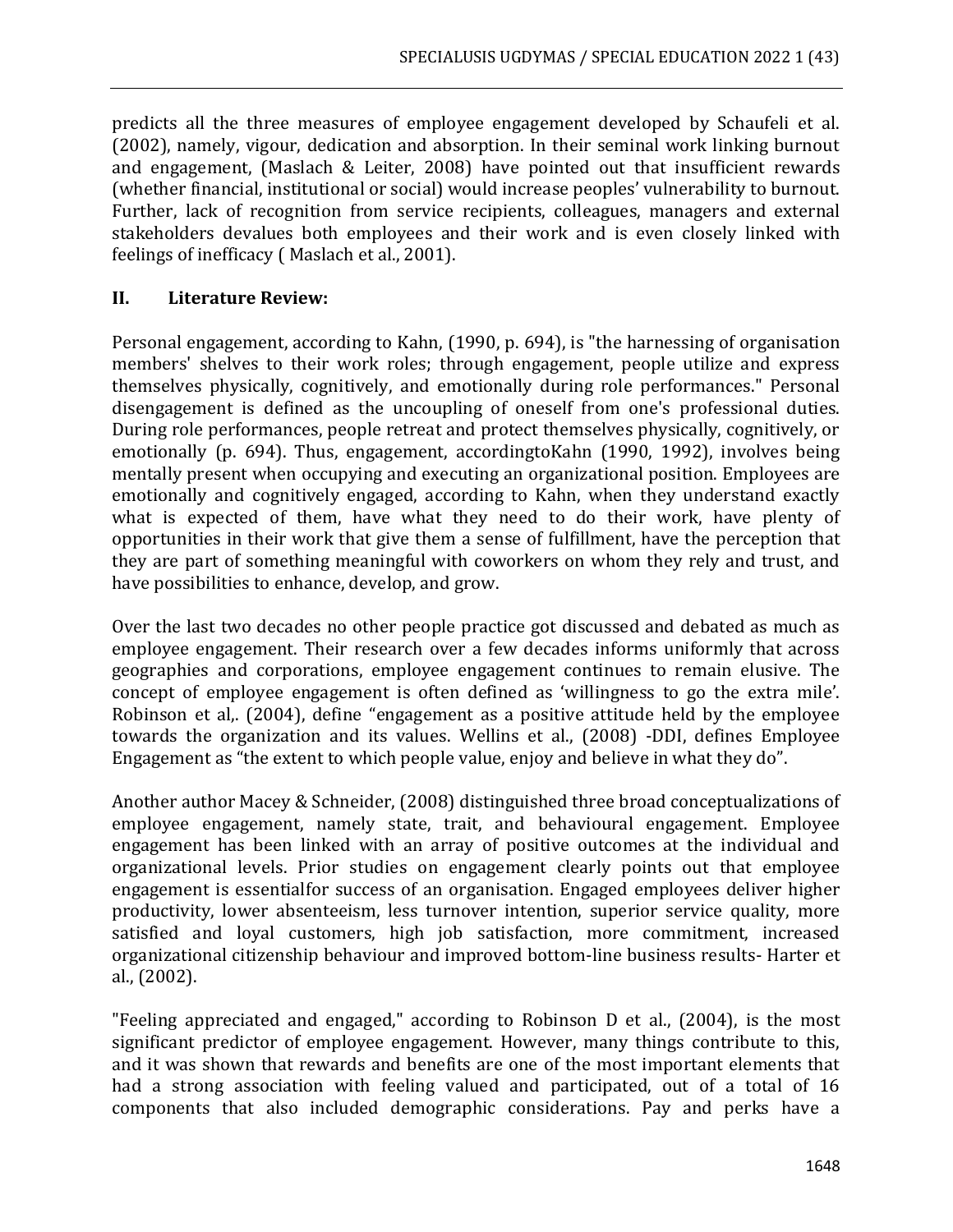predicts all the three measures of employee engagement developed by Schaufeli et al. (2002), namely, vigour, dedication and absorption. In their seminal work linking burnout and engagement, (Maslach & Leiter, 2008) have pointed out that insufficient rewards (whether financial, institutional or social) would increase peoples' vulnerability to burnout. Further, lack of recognition from service recipients, colleagues, managers and external stakeholders devalues both employees and their work and is even closely linked with feelings of inefficacy ( Maslach et al., 2001).

## II. Literature Review:

Personal engagement, according to Kahn, (1990, p. 694), is "the harnessing of organisation members' shelves to their work roles; through engagement, people utilize and express themselves physically, cognitively, and emotionally during role performances." Personal disengagement is defined as the uncoupling of oneself from one's professional duties. During role performances, people retreat and protect themselves physically, cognitively, or emotionally (p. 694). Thus, engagement, accordingtoKahn (1990, 1992), involves being mentally present when occupying and executing an organizational position. Employees are emotionally and cognitively engaged, according to Kahn, when they understand exactly what is expected of them, have what they need to do their work, have plenty of opportunities in their work that give them a sense of fulfillment, have the perception that they are part of something meaningful with coworkers on whom they rely and trust, and have possibilities to enhance, develop, and grow.

Over the last two decades no other people practice got discussed and debated as much as employee engagement. Their research over a few decades informs uniformly that across geographies and corporations, employee engagement continues to remain elusive. The concept of employee engagement is often defined as 'willingness to go the extra mile'. Robinson et al,. (2004), define "engagement as a positive attitude held by the employee towards the organization and its values. Wellins et al., (2008) -DDI, defines Employee Engagement as "the extent to which people value, enjoy and believe in what they do".

Another author Macey & Schneider, (2008) distinguished three broad conceptualizations of employee engagement, namely state, trait, and behavioural engagement. Employee engagement has been linked with an array of positive outcomes at the individual and organizational levels. Prior studies on engagement clearly points out that employee engagement is essentialfor success of an organisation. Engaged employees deliver higher productivity, lower absenteeism, less turnover intention, superior service quality, more satisfied and loyal customers, high job satisfaction, more commitment, increased organizational citizenship behaviour and improved bottom-line business results- Harter et al., (2002).

"Feeling appreciated and engaged," according to Robinson D et al., (2004), is the most significant predictor of employee engagement. However, many things contribute to this, and it was shown that rewards and benefits are one of the most important elements that had a strong association with feeling valued and participated, out of a total of 16 components that also included demographic considerations. Pay and perks have a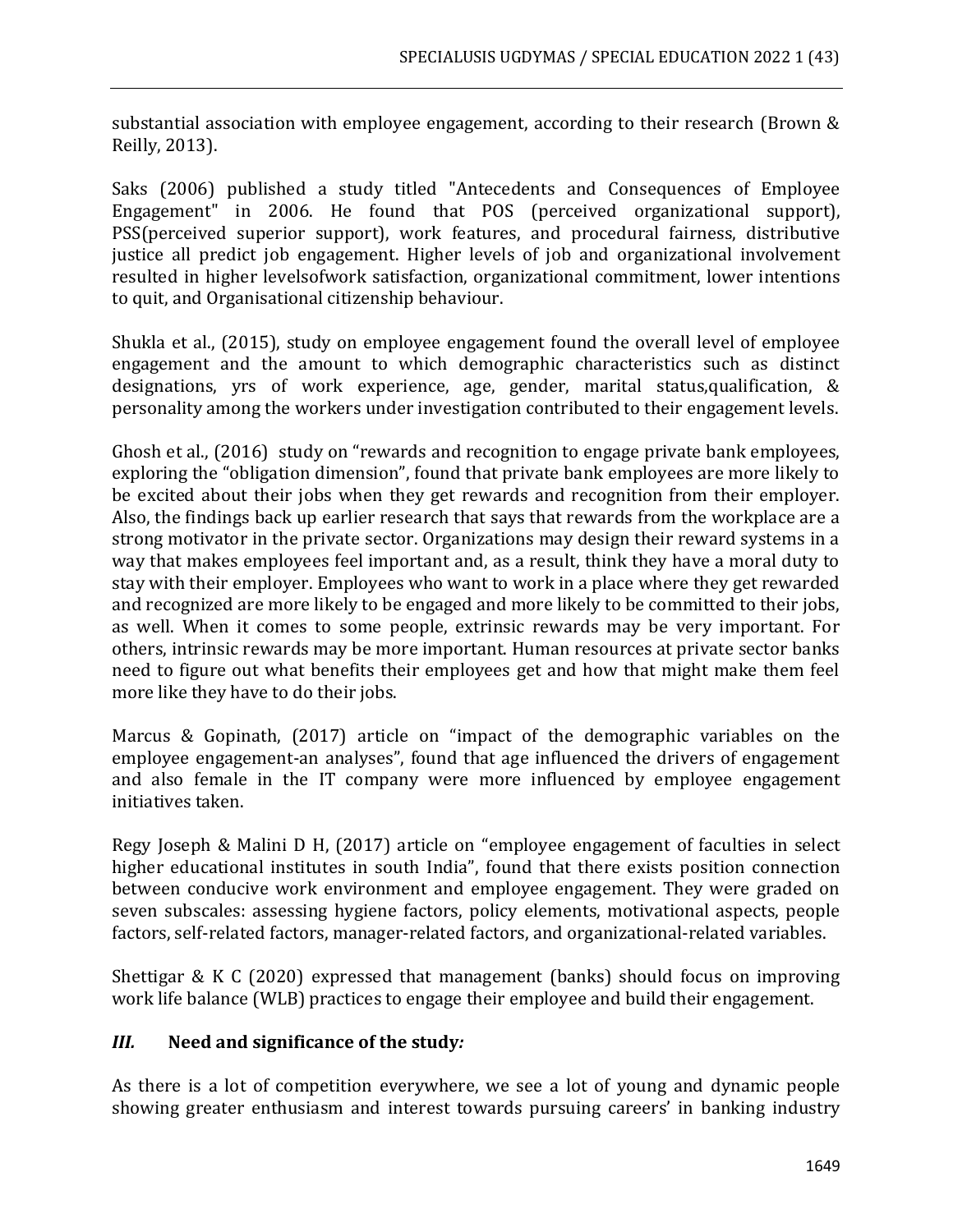substantial association with employee engagement, according to their research (Brown & Reilly, 2013).

Saks (2006) published a study titled "Antecedents and Consequences of Employee Engagement" in 2006. He found that POS (perceived organizational support), PSS(perceived superior support), work features, and procedural fairness, distributive justice all predict job engagement. Higher levels of job and organizational involvement resulted in higher levelsofwork satisfaction, organizational commitment, lower intentions to quit, and Organisational citizenship behaviour.

Shukla et al., (2015), study on employee engagement found the overall level of employee engagement and the amount to which demographic characteristics such as distinct designations, yrs of work experience, age, gender, marital status,qualification, & personality among the workers under investigation contributed to their engagement levels.

Ghosh et al., (2016) study on "rewards and recognition to engage private bank employees, exploring the "obligation dimension", found that private bank employees are more likely to be excited about their jobs when they get rewards and recognition from their employer. Also, the findings back up earlier research that says that rewards from the workplace are a strong motivator in the private sector. Organizations may design their reward systems in a way that makes employees feel important and, as a result, think they have a moral duty to stay with their employer. Employees who want to work in a place where they get rewarded and recognized are more likely to be engaged and more likely to be committed to their jobs, as well. When it comes to some people, extrinsic rewards may be very important. For others, intrinsic rewards may be more important. Human resources at private sector banks need to figure out what benefits their employees get and how that might make them feel more like they have to do their jobs.

Marcus & Gopinath, (2017) article on "impact of the demographic variables on the employee engagement-an analyses", found that age influenced the drivers of engagement and also female in the IT company were more influenced by employee engagement initiatives taken.

Regy Joseph & Malini D H, (2017) article on "employee engagement of faculties in select higher educational institutes in south India", found that there exists position connection between conducive work environment and employee engagement. They were graded on seven subscales: assessing hygiene factors, policy elements, motivational aspects, people factors, self-related factors, manager-related factors, and organizational-related variables.

Shettigar & K C (2020) expressed that management (banks) should focus on improving work life balance (WLB) practices to engage their employee and build their engagement.

## *III.* Need and significance of the study*:*

As there is a lot of competition everywhere, we see a lot of young and dynamic people showing greater enthusiasm and interest towards pursuing careers' in banking industry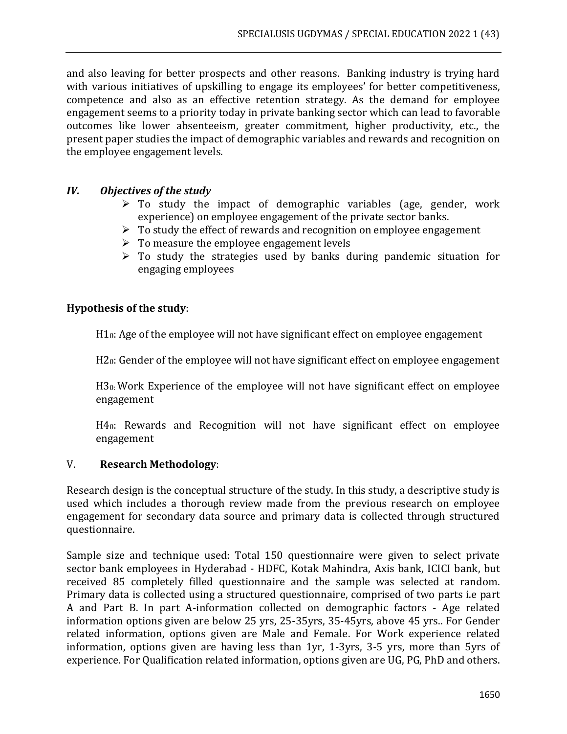and also leaving for better prospects and other reasons. Banking industry is trying hard with various initiatives of upskilling to engage its employees' for better competitiveness, competence and also as an effective retention strategy. As the demand for employee engagement seems to a priority today in private banking sector which can lead to favorable outcomes like lower absenteeism, greater commitment, higher productivity, etc., the present paper studies the impact of demographic variables and rewards and recognition on the employee engagement levels.

## *IV. Objectives of the study*

- To study the impact of demographic variables (age, gender, work experience) on employee engagement of the private sector banks.
- To study the effect of rewards and recognition on employee engagement
- To measure the employee engagement levels
- To study the strategies used by banks during pandemic situation for engaging employees

**Hypothesis of the study**:

$H1_0$: Age of the employee will not have significant effect on employee engagement

$H2_0$: Gender of the employee will not have significant effect on employee engagement

$H3_0$: Work Experience of the employee will not have significant effect on employee engagement

$H4_0$: Rewards and Recognition will not have significant effect on employee engagement

## V. **Research Methodology**:

Research design is the conceptual structure of the study. In this study, a descriptive study is used which includes a thorough review made from the previous research on employee engagement for secondary data source and primary data is collected through structured questionnaire.

Sample size and technique used: Total 150 questionnaire were given to select private sector bank employees in Hyderabad - HDFC, Kotak Mahindra, Axis bank, ICICI bank, but received 85 completely filled questionnaire and the sample was selected at random. Primary data is collected using a structured questionnaire, comprised of two parts i.e part A and Part B. In part A-information collected on demographic factors - Age related information options given are below 25 yrs, 25-35yrs, 35-45yrs, above 45 yrs.. For Gender related information, options given are Male and Female. For Work experience related information, options given are having less than 1yr, 1-3yrs, 3-5 yrs, more than 5yrs of experience. For Qualification related information, options given are UG, PG, PhD and others.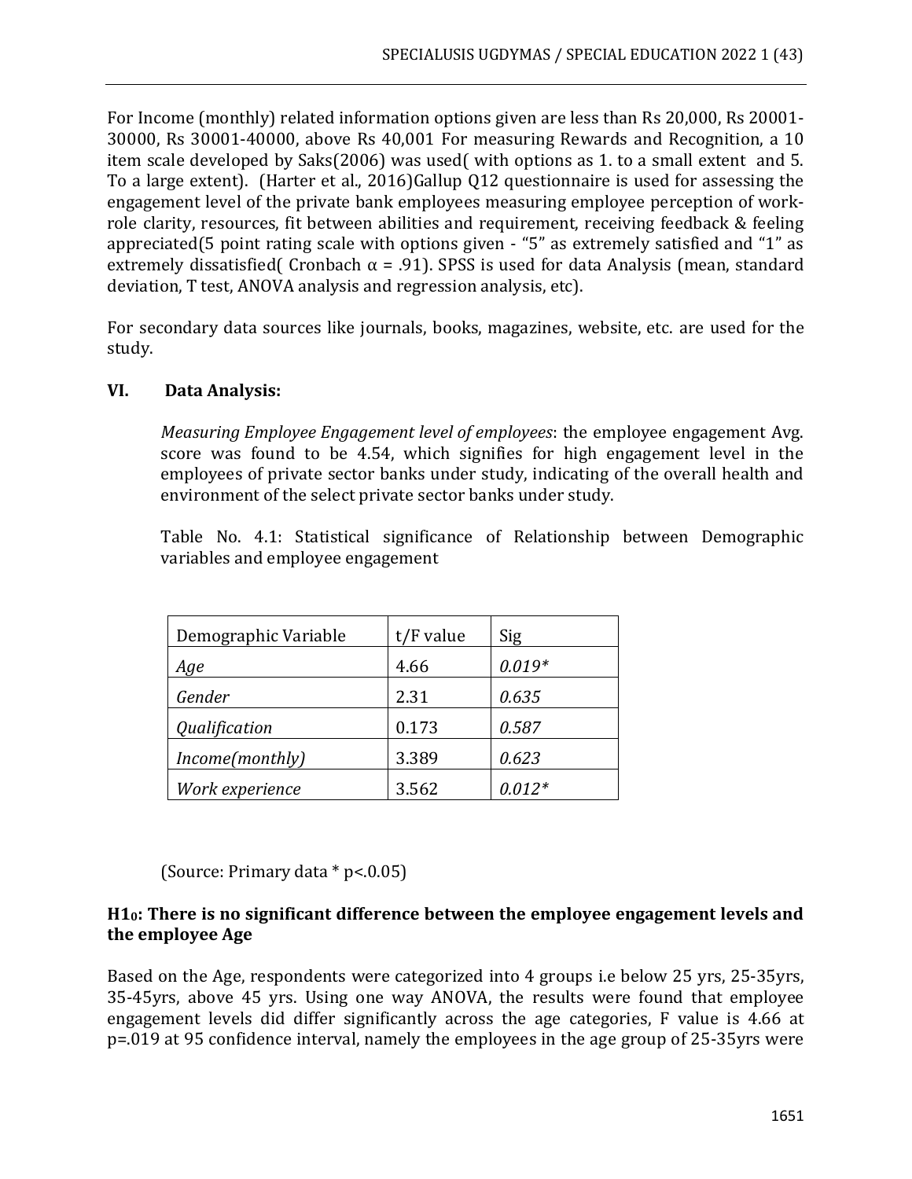For Income (monthly) related information options given are less than Rs 20,000, Rs 20001-30000, Rs 30001-40000, above Rs 40,001 For measuring Rewards and Recognition, a 10 item scale developed by Saks(2006) was used( with options as 1. to a small extent and 5. To a large extent). (Harter et al., 2016)Gallup Q12 questionnaire is used for assessing the engagement level of the private bank employees measuring employee perception of work-role clarity, resources, fit between abilities and requirement, receiving feedback & feeling appreciated(5 point rating scale with options given - "5" as extremely satisfied and "1" as extremely dissatisfied( Cronbach $\alpha = .91$). SPSS is used for data Analysis (mean, standard deviation, T test, ANOVA analysis and regression analysis, etc).

For secondary data sources like journals, books, magazines, website, etc. are used for the study.

## VI. Data Analysis:

*Measuring Employee Engagement level of employees*: the employee engagement Avg. score was found to be 4.54, which signifies for high engagement level in the employees of private sector banks under study, indicating of the overall health and environment of the select private sector banks under study.

Table No. 4.1: Statistical significance of Relationship between Demographic variables and employee engagement

| Demographic Variable | t/F value | Sig |
|---|---|---|
| *Age* | 4.66 | *0.019** |
| *Gender* | 2.31 | *0.635* |
| *Qualification* | 0.173 | *0.587* |
| *Income(monthly)* | 3.389 | *0.623* |
| *Work experience* | 3.562 | *0.012** |

(Source: Primary data * p<.0.05)

**H1$_0$: There is no significant difference between the employee engagement levels and the employee Age**

Based on the Age, respondents were categorized into 4 groups i.e below 25 yrs, 25-35yrs, 35-45yrs, above 45 yrs. Using one way ANOVA, the results were found that employee engagement levels did differ significantly across the age categories, F value is 4.66 at p=.019 at 95 confidence interval, namely the employees in the age group of 25-35yrs were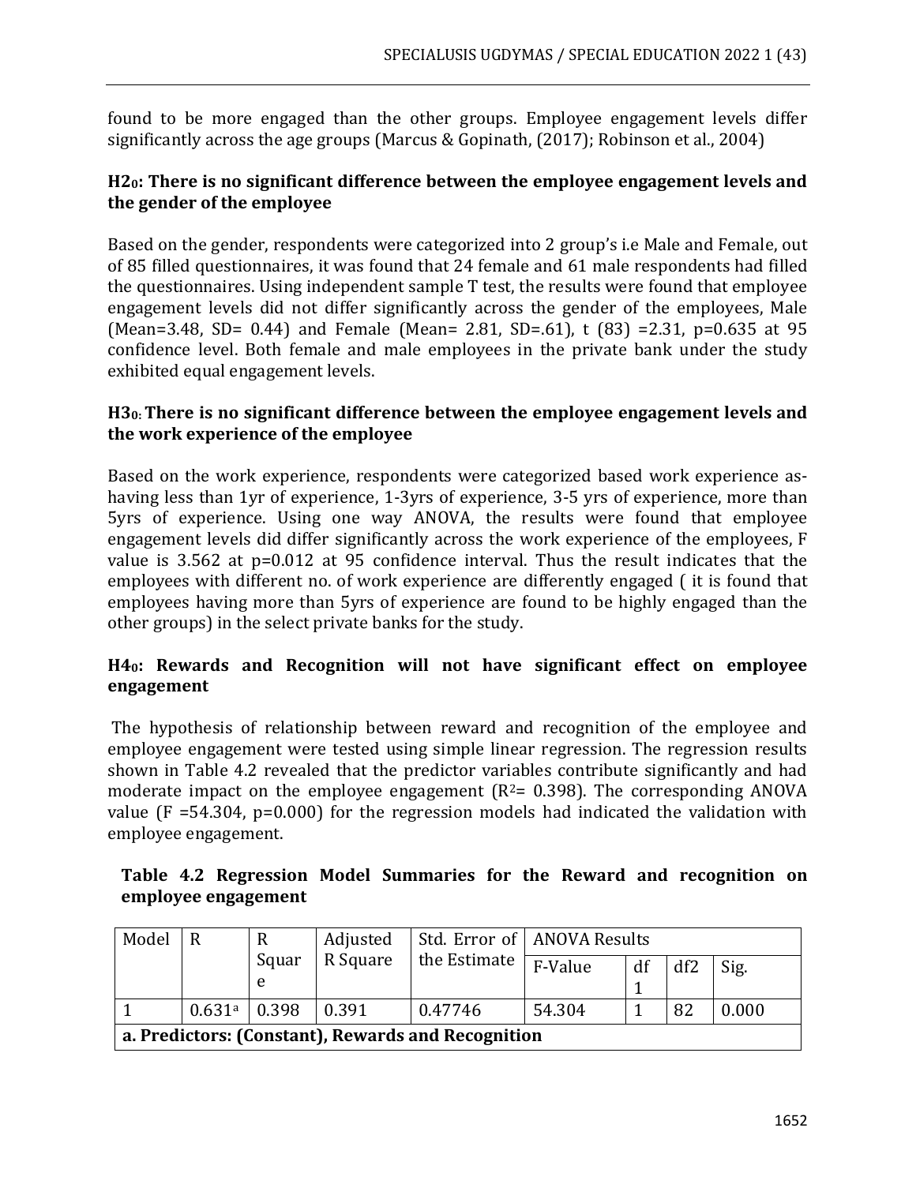found to be more engaged than the other groups. Employee engagement levels differ significantly across the age groups (Marcus & Gopinath, (2017); Robinson et al., 2004)

### $H2_0$: There is no significant difference between the employee engagement levels and the gender of the employee

Based on the gender, respondents were categorized into 2 group's i.e Male and Female, out of 85 filled questionnaires, it was found that 24 female and 61 male respondents had filled the questionnaires. Using independent sample T test, the results were found that employee engagement levels did not differ significantly across the gender of the employees, Male (Mean=3.48, SD= 0.44) and Female (Mean= 2.81, SD=.61), t (83) =2.31, p=0.635 at 95 confidence level. Both female and male employees in the private bank under the study exhibited equal engagement levels.

### $H3_0$: There is no significant difference between the employee engagement levels and the work experience of the employee

Based on the work experience, respondents were categorized based work experience as- having less than 1yr of experience, 1-3yrs of experience, 3-5 yrs of experience, more than 5yrs of experience. Using one way ANOVA, the results were found that employee engagement levels did differ significantly across the work experience of the employees, F value is 3.562 at p=0.012 at 95 confidence interval. Thus the result indicates that the employees with different no. of work experience are differently engaged ( it is found that employees having more than 5yrs of experience are found to be highly engaged than the other groups) in the select private banks for the study.

### $H4_0$: Rewards and Recognition will not have significant effect on employee engagement

The hypothesis of relationship between reward and recognition of the employee and employee engagement were tested using simple linear regression. The regression results shown in Table 4.2 revealed that the predictor variables contribute significantly and had moderate impact on the employee engagement ($R^2$= 0.398). The corresponding ANOVA value (F =54.304, p=0.000) for the regression models had indicated the validation with employee engagement.

**Table 4.2 Regression Model Summaries for the Reward and recognition on employee engagement**

| Model | R | R Square | Adjusted R Square | Std. Error of the Estimate | ANOVA Results | | | |
|---|---|---|---|---|---|---|---|---|
| | | | | | F-Value | df1 | df2 | Sig. |
| 1 | 0.631[a] | 0.398 | 0.391 | 0.47746 | 54.304 | 1 | 82 | 0.000 |
| **a. Predictors: (Constant), Rewards and Recognition** | | | | | | | | |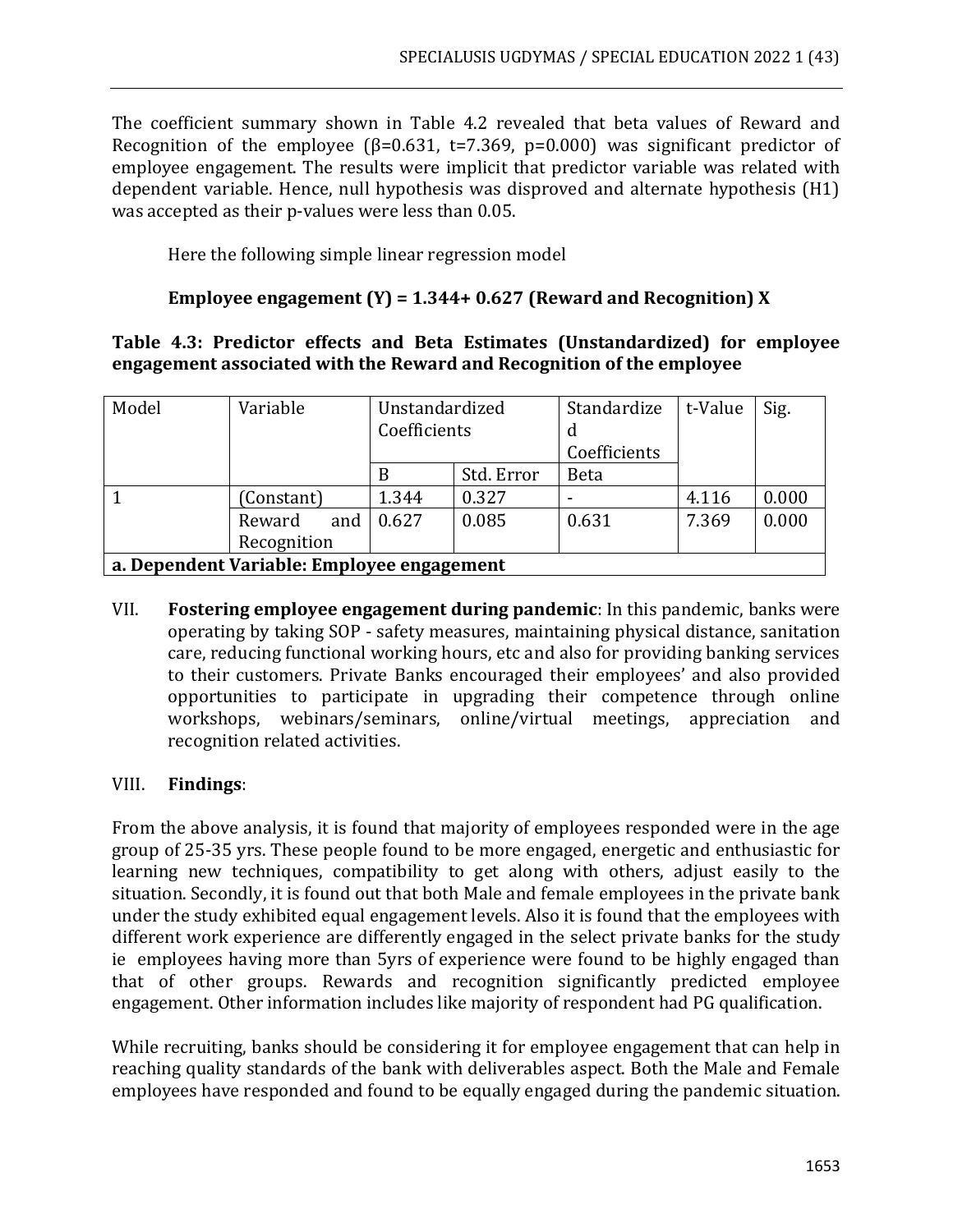The coefficient summary shown in Table 4.2 revealed that beta values of Reward and Recognition of the employee ($\beta$=0.631, t=7.369, p=0.000) was significant predictor of employee engagement. The results were implicit that predictor variable was related with dependent variable. Hence, null hypothesis was disproved and alternate hypothesis (H1) was accepted as their p-values were less than 0.05.

Here the following simple linear regression model

**Employee engagement (Y) = 1.344+ 0.627 (Reward and Recognition) X**

**Table 4.3: Predictor effects and Beta Estimates (Unstandardized) for employee engagement associated with the Reward and Recognition of the employee**

| Model | Variable | Unstandardized Coefficients | | Standardized Coefficients | t-Value | Sig. |
|---|---|---|---|---|---|---|
| | | B | Std. Error | Beta | | |
| 1 | (Constant) | 1.344 | 0.327 | - | 4.116 | 0.000 |
| | Reward and Recognition | 0.627 | 0.085 | 0.631 | 7.369 | 0.000 |
| **a. Dependent Variable: Employee engagement** | | | | | | |

VII. **Fostering employee engagement during pandemic**: In this pandemic, banks were operating by taking SOP - safety measures, maintaining physical distance, sanitation care, reducing functional working hours, etc and also for providing banking services to their customers. Private Banks encouraged their employees' and also provided opportunities to participate in upgrading their competence through online workshops, webinars/seminars, online/virtual meetings, appreciation and recognition related activities.

VIII. **Findings**:

From the above analysis, it is found that majority of employees responded were in the age group of 25-35 yrs. These people found to be more engaged, energetic and enthusiastic for learning new techniques, compatibility to get along with others, adjust easily to the situation. Secondly, it is found out that both Male and female employees in the private bank under the study exhibited equal engagement levels. Also it is found that the employees with different work experience are differently engaged in the select private banks for the study ie employees having more than 5yrs of experience were found to be highly engaged than that of other groups. Rewards and recognition significantly predicted employee engagement. Other information includes like majority of respondent had PG qualification.

While recruiting, banks should be considering it for employee engagement that can help in reaching quality standards of the bank with deliverables aspect. Both the Male and Female employees have responded and found to be equally engaged during the pandemic situation.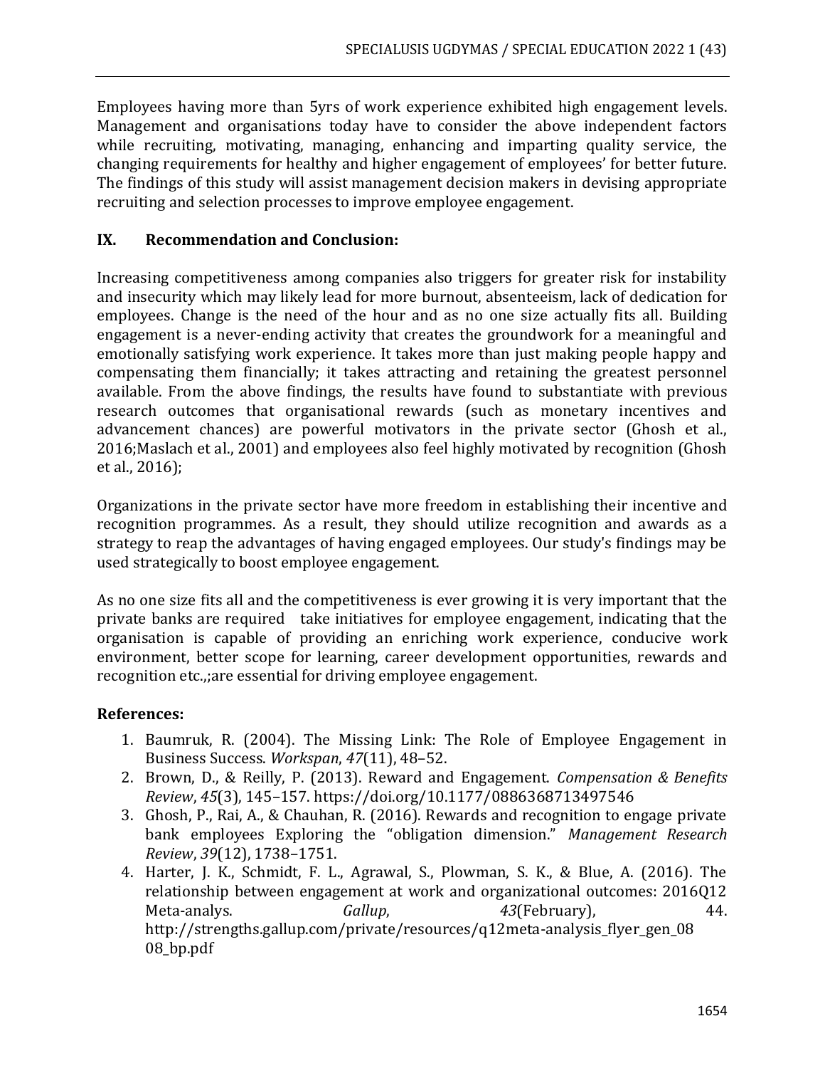Employees having more than 5yrs of work experience exhibited high engagement levels. Management and organisations today have to consider the above independent factors while recruiting, motivating, managing, enhancing and imparting quality service, the changing requirements for healthy and higher engagement of employees' for better future. The findings of this study will assist management decision makers in devising appropriate recruiting and selection processes to improve employee engagement.

## IX. Recommendation and Conclusion:

Increasing competitiveness among companies also triggers for greater risk for instability and insecurity which may likely lead for more burnout, absenteeism, lack of dedication for employees. Change is the need of the hour and as no one size actually fits all. Building engagement is a never-ending activity that creates the groundwork for a meaningful and emotionally satisfying work experience. It takes more than just making people happy and compensating them financially; it takes attracting and retaining the greatest personnel available. From the above findings, the results have found to substantiate with previous research outcomes that organisational rewards (such as monetary incentives and advancement chances) are powerful motivators in the private sector (Ghosh et al., 2016;Maslach et al., 2001) and employees also feel highly motivated by recognition (Ghosh et al., 2016);

Organizations in the private sector have more freedom in establishing their incentive and recognition programmes. As a result, they should utilize recognition and awards as a strategy to reap the advantages of having engaged employees. Our study's findings may be used strategically to boost employee engagement.

As no one size fits all and the competitiveness is ever growing it is very important that the private banks are required take initiatives for employee engagement, indicating that the organisation is capable of providing an enriching work experience, conducive work environment, better scope for learning, career development opportunities, rewards and recognition etc.,;are essential for driving employee engagement.

### References:

1. Baumruk, R. (2004). The Missing Link: The Role of Employee Engagement in Business Success. *Workspan*, *47*(11), 48–52.
2. Brown, D., & Reilly, P. (2013). Reward and Engagement. *Compensation & Benefits Review*, *45*(3), 145–157. https://doi.org/10.1177/0886368713497546
3. Ghosh, P., Rai, A., & Chauhan, R. (2016). Rewards and recognition to engage private bank employees Exploring the "obligation dimension." *Management Research Review*, *39*(12), 1738–1751.
4. Harter, J. K., Schmidt, F. L., Agrawal, S., Plowman, S. K., & Blue, A. (2016). The relationship between engagement at work and organizational outcomes: 2016Q12 Meta-analys. *Gallup*, *43*(February), 44. http://strengths.gallup.com/private/resources/q12meta-analysis_flyer_gen_08 08_bp.pdf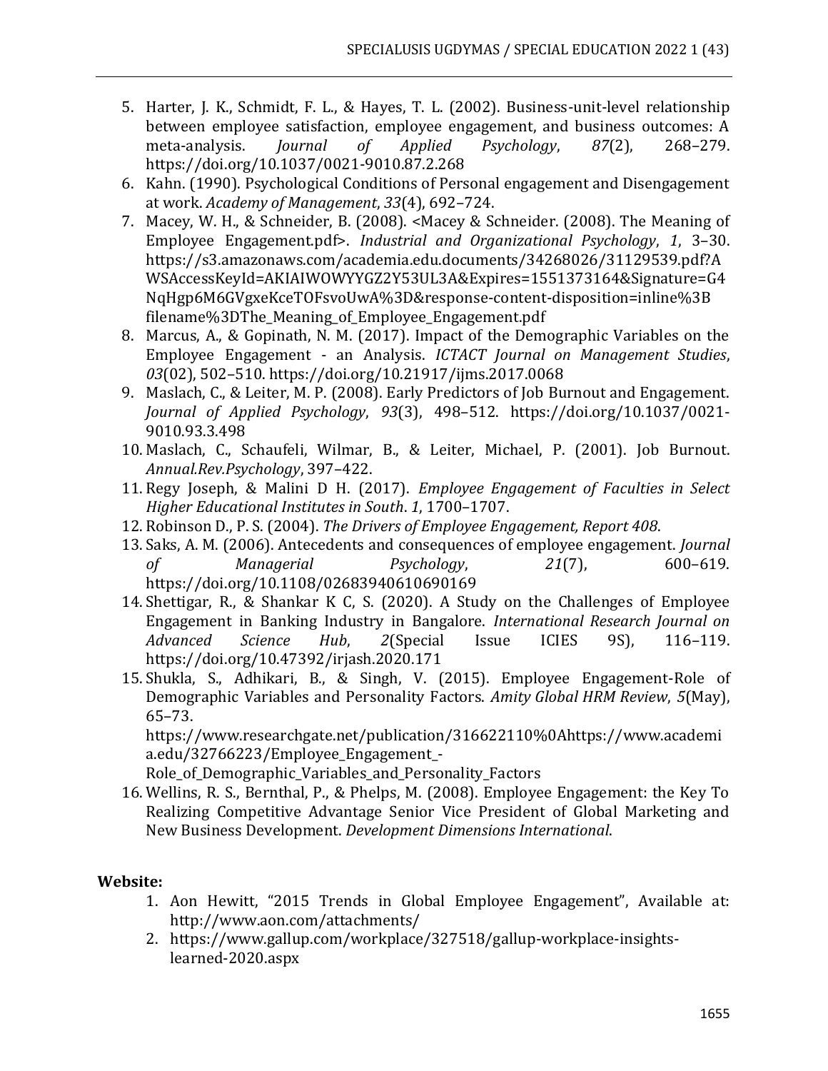5. Harter, J. K., Schmidt, F. L., & Hayes, T. L. (2002). Business-unit-level relationship between employee satisfaction, employee engagement, and business outcomes: A meta-analysis. *Journal of Applied Psychology*, *87*(2), 268–279. https://doi.org/10.1037/0021-9010.87.2.268
6. Kahn. (1990). Psychological Conditions of Personal engagement and Disengagement at work. *Academy of Management*, *33*(4), 692–724.
7. Macey, W. H., & Schneider, B. (2008). <Macey & Schneider. (2008). The Meaning of Employee Engagement.pdf>. *Industrial and Organizational Psychology*, *1*, 3–30. https://s3.amazonaws.com/academia.edu.documents/34268026/31129539.pdf?AWSAccessKeyId=AKIAIWOWYYGZ2Y53UL3A&Expires=1551373164&Signature=G4NqHgp6M6GVgxeKceTOFsvoUwA%3D&response-content-disposition=inline%3Bfilename%3DThe_Meaning_of_Employee_Engagement.pdf
8. Marcus, A., & Gopinath, N. M. (2017). Impact of the Demographic Variables on the Employee Engagement - an Analysis. *ICTACT Journal on Management Studies*, *03*(02), 502–510. https://doi.org/10.21917/ijms.2017.0068
9. Maslach, C., & Leiter, M. P. (2008). Early Predictors of Job Burnout and Engagement. *Journal of Applied Psychology*, *93*(3), 498–512. https://doi.org/10.1037/0021-9010.93.3.498
10. Maslach, C., Schaufeli, Wilmar, B., & Leiter, Michael, P. (2001). Job Burnout. *Annual.Rev.Psychology*, 397–422.
11. Regy Joseph, & Malini D H. (2017). *Employee Engagement of Faculties in Select Higher Educational Institutes in South*. *1*, 1700–1707.
12. Robinson D., P. S. (2004). *The Drivers of Employee Engagement, Report 408*.
13. Saks, A. M. (2006). Antecedents and consequences of employee engagement. *Journal of Managerial Psychology*, *21*(7), 600–619. https://doi.org/10.1108/02683940610690169
14. Shettigar, R., & Shankar K C, S. (2020). A Study on the Challenges of Employee Engagement in Banking Industry in Bangalore. *International Research Journal on Advanced Science Hub*, *2*(Special Issue ICIES 9S), 116–119. https://doi.org/10.47392/irjash.2020.171
15. Shukla, S., Adhikari, B., & Singh, V. (2015). Employee Engagement-Role of Demographic Variables and Personality Factors. *Amity Global HRM Review*, *5*(May), 65–73. https://www.researchgate.net/publication/316622110%0Ahttps://www.academia.edu/32766223/Employee_Engagement_-Role_of_Demographic_Variables_and_Personality_Factors
16. Wellins, R. S., Bernthal, P., & Phelps, M. (2008). Employee Engagement: the Key To Realizing Competitive Advantage Senior Vice President of Global Marketing and New Business Development. *Development Dimensions International*.

**Website:**

1. Aon Hewitt, "2015 Trends in Global Employee Engagement", Available at: http://www.aon.com/attachments/
2. https://www.gallup.com/workplace/327518/gallup-workplace-insights-learned-2020.aspx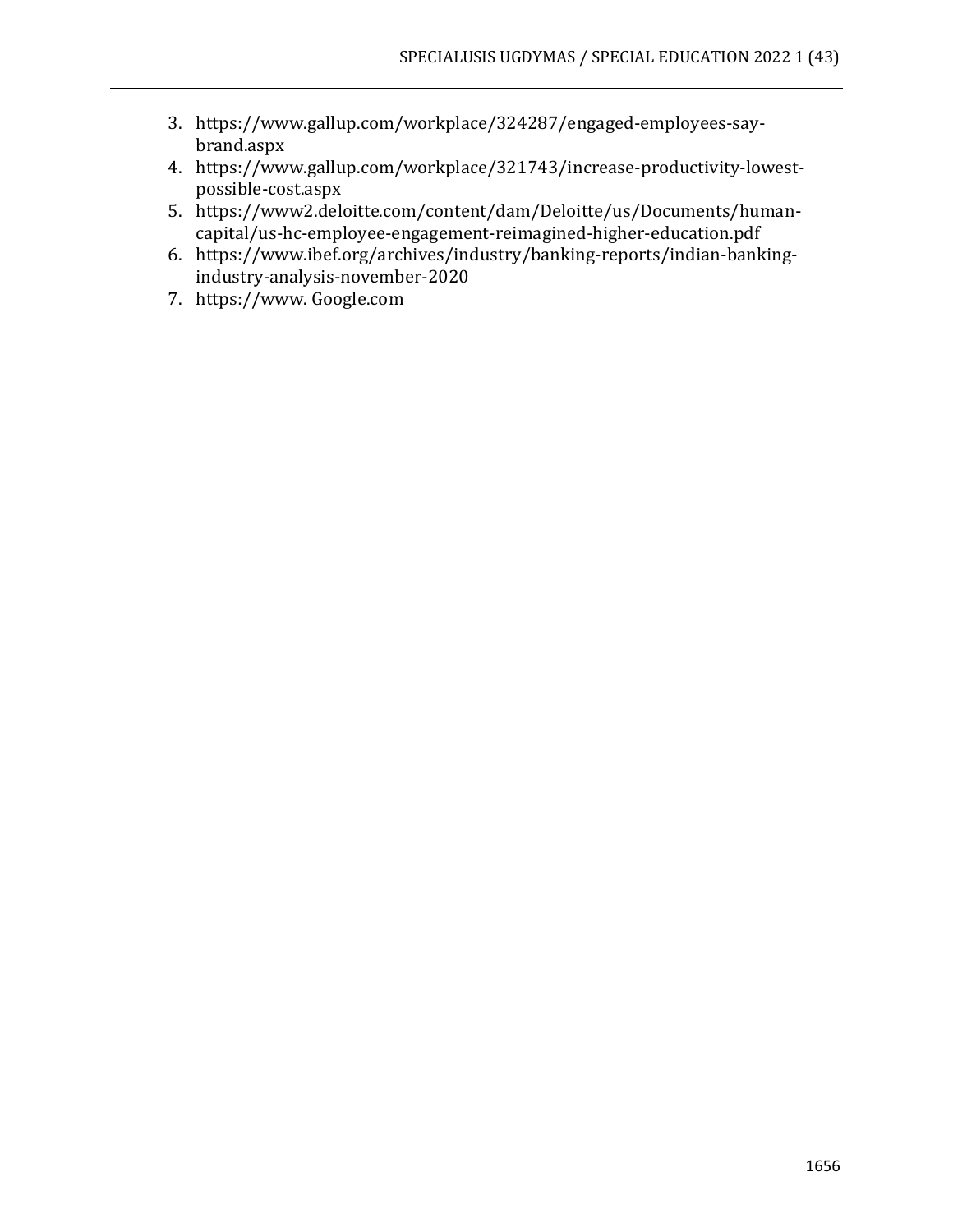3. https://www.gallup.com/workplace/324287/engaged-employees-say-brand.aspx
4. https://www.gallup.com/workplace/321743/increase-productivity-lowest-possible-cost.aspx
5. https://www2.deloitte.com/content/dam/Deloitte/us/Documents/human-capital/us-hc-employee-engagement-reimagined-higher-education.pdf
6. https://www.ibef.org/archives/industry/banking-reports/indian-banking-industry-analysis-november-2020
7. https://www. Google.com